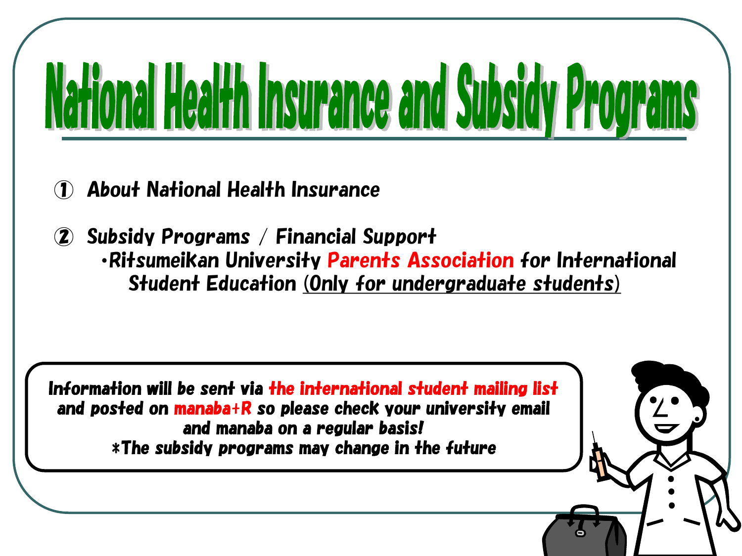# National Health Insurance and Subsidy Programs

① About National Health Insurance

② Subsidy Programs / Financial Support
- ・Ritsumeikan University Parents Association for International Student Education (Only for undergraduate students)

Information will be sent via the international student mailing list and posted on manaba+R so please check your university email and manaba on a regular basis!

*The subsidy programs may change in the future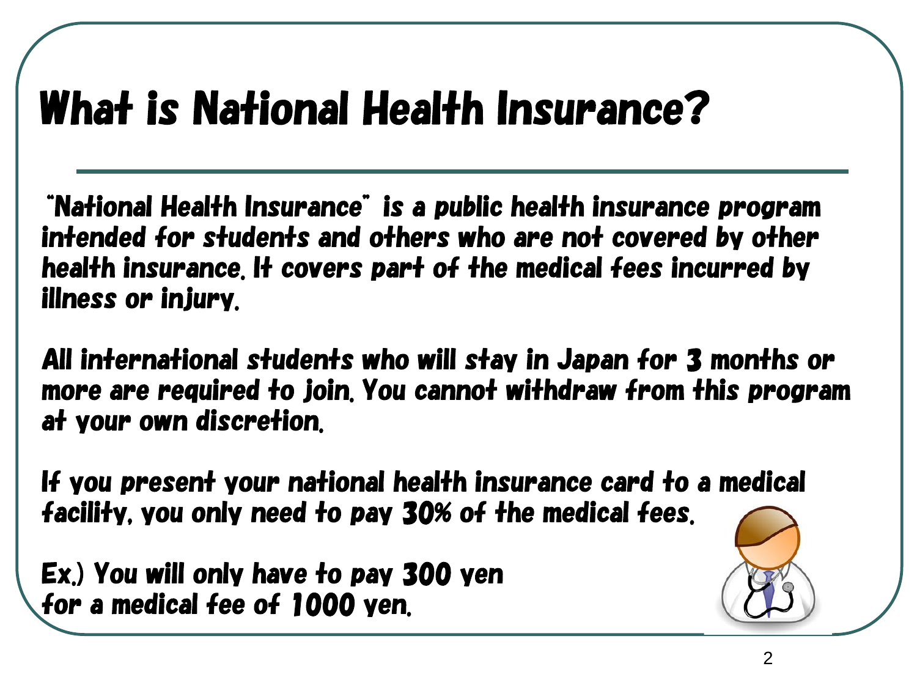# What is National Health Insurance?

"National Health Insurance" is a public health insurance program intended for students and others who are not covered by other health insurance. It covers part of the medical fees incurred by illness or injury.

All international students who will stay in Japan for 3 months or more are required to join. You cannot withdraw from this program at your own discretion.

If you present your national health insurance card to a medical facility, you only need to pay 30% of the medical fees.

Ex.) You will only have to pay 300 yen for a medical fee of 1000 yen.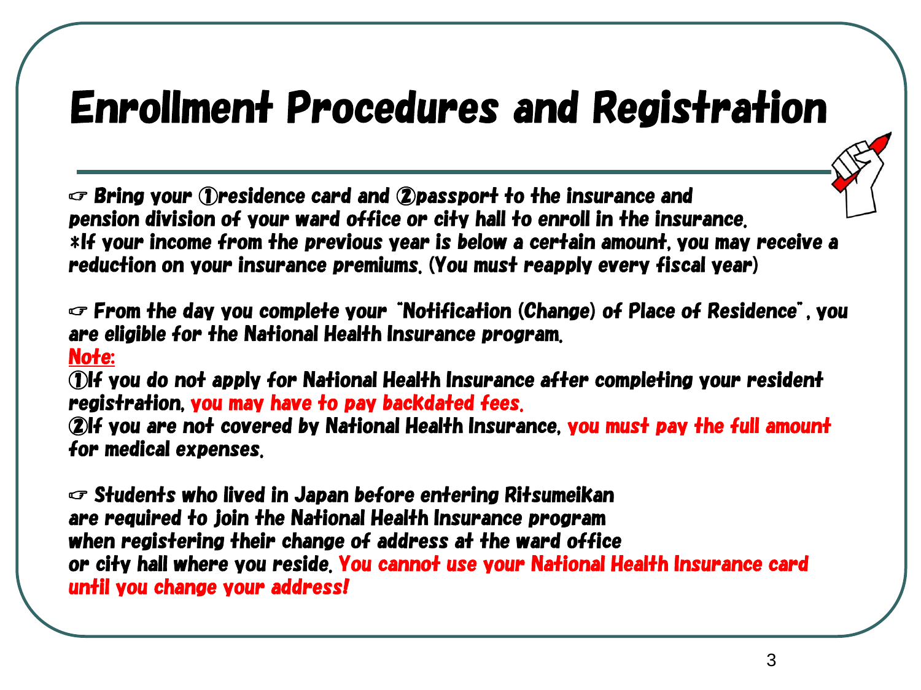# Enrollment Procedures and Registration

☞ Bring your ①residence card and ②passport to the insurance and pension division of your ward office or city hall to enroll in the insurance.
*If your income from the previous year is below a certain amount, you may receive a reduction on your insurance premiums. (You must reapply every fiscal year)

☞ From the day you complete your "Notification (Change) of Place of Residence", you are eligible for the National Health Insurance program.

Note:

①If you do not apply for National Health Insurance after completing your resident registration, you may have to pay backdated fees.

②If you are not covered by National Health Insurance, you must pay the full amount for medical expenses.

☞ Students who lived in Japan before entering Ritsumeikan are required to join the National Health Insurance program when registering their change of address at the ward office or city hall where you reside. You cannot use your National Health Insurance card until you change your address!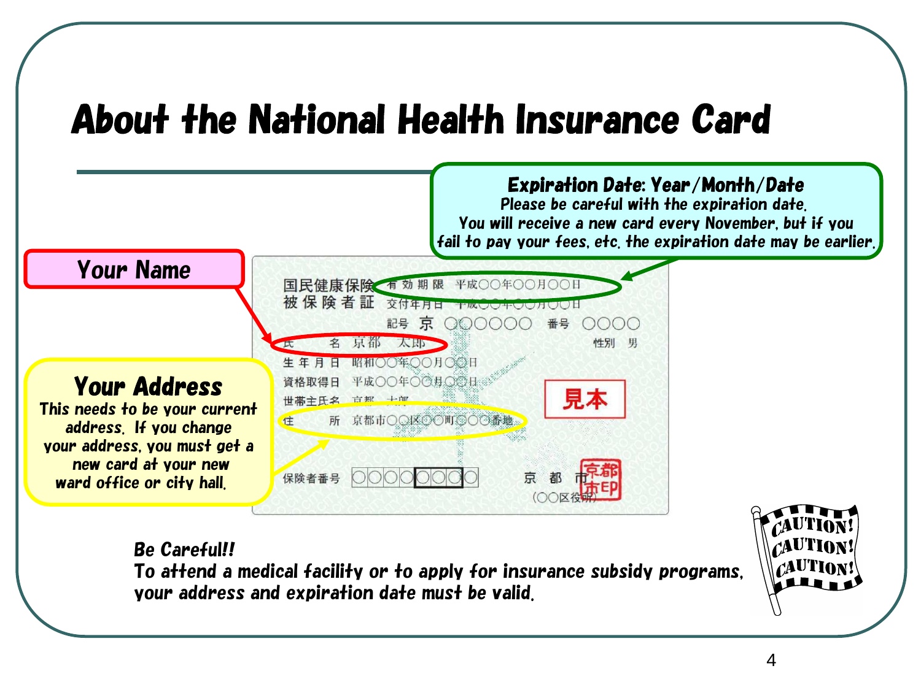# About the National Health Insurance Card

**Expiration Date: Year/Month/Date**
Please be careful with the expiration date.
You will receive a new card every November, but if you fail to pay your fees, etc. the expiration date may be earlier.

**Your Name**

**Your Address**
This needs to be your current address. If you change your address, you must get a new card at your new ward office or city hall.

国民健康保険
被保険者証

有効期限　平成○○年○○月○○日
交付年月日　平成○○年○○月○○日
記号　京　○○○○○○　番号　○○○○
氏　名　京都　太郎　性別　男
生年月日　昭和○○年○○月○○日
資格取得日　平成○○年○○月○○日
世帯主氏名　京都　太郎
住　所　京都市○○区○○町○○○番地
保険者番号　○○○○○○○○
京　都　市
（○○区役所）
見本

**Be Careful!!**
To attend a medical facility or to apply for insurance subsidy programs, your address and expiration date must be valid.

CAUTION! CAUTION! CAUTION!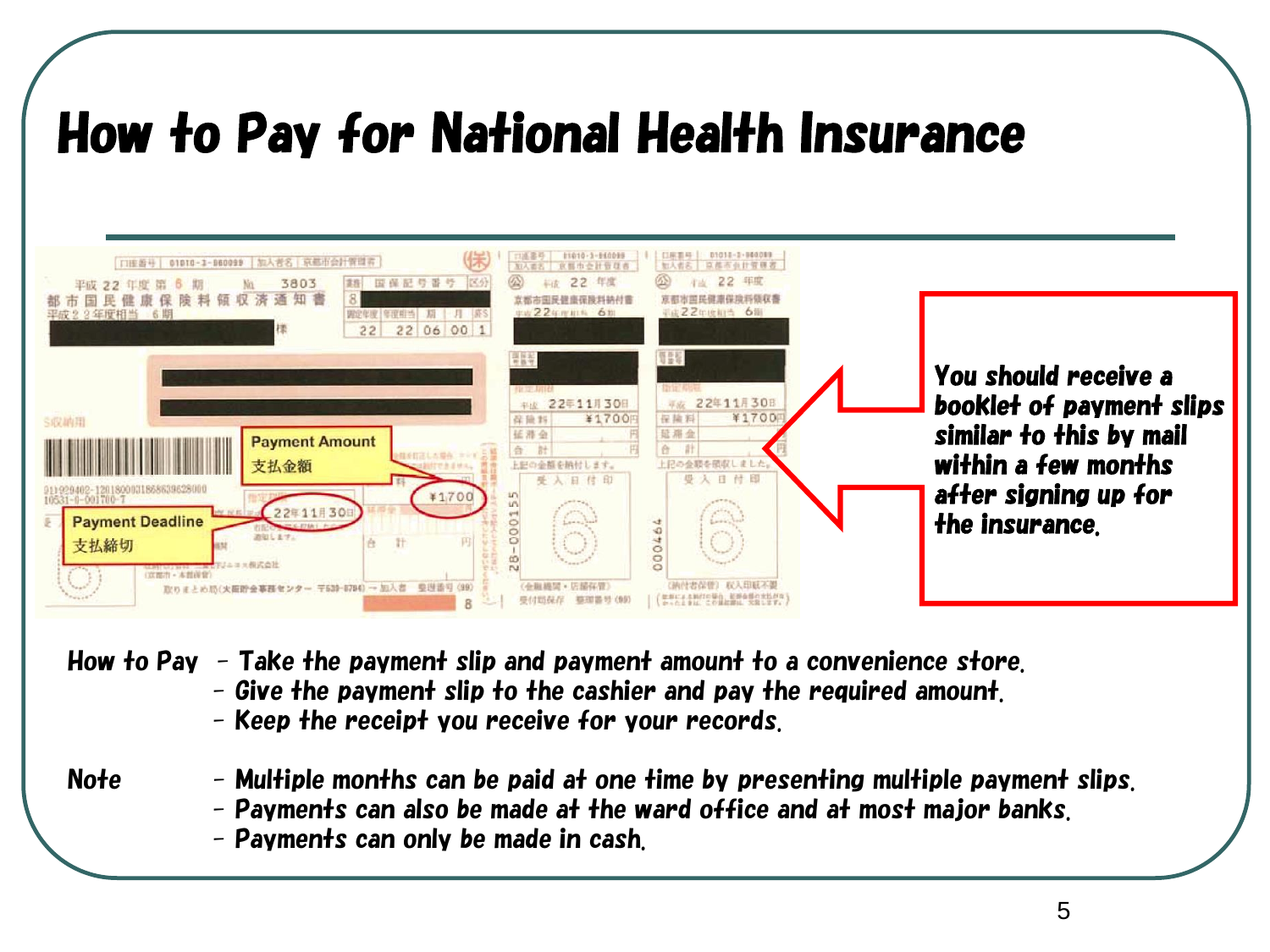# How to Pay for National Health Insurance

Payment Amount
支払金額

Payment Deadline
支払締切

You should receive a booklet of payment slips similar to this by mail within a few months after signing up for the insurance.

How to Pay
- Take the payment slip and payment amount to a convenience store.
- Give the payment slip to the cashier and pay the required amount.
- Keep the receipt you receive for your records.

Note
- Multiple months can be paid at one time by presenting multiple payment slips.
- Payments can also be made at the ward office and at most major banks.
- Payments can only be made in cash.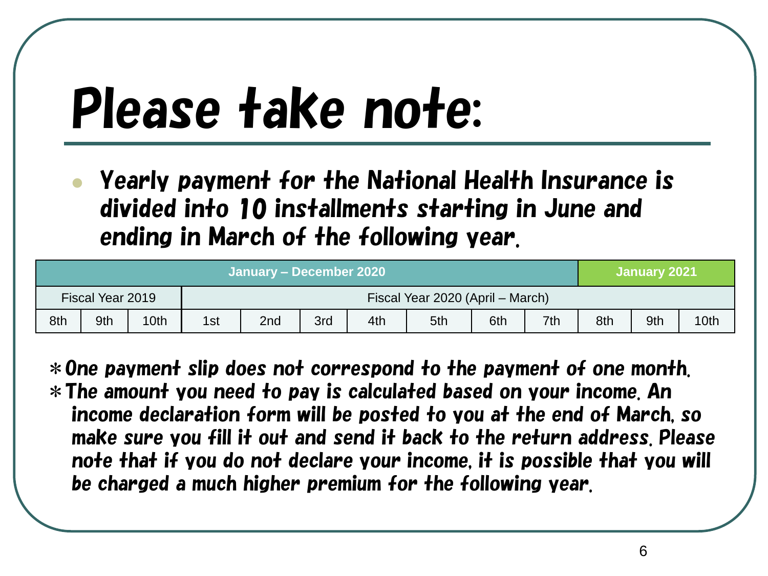# Please take note:

- Yearly payment for the National Health Insurance is divided into 10 installments starting in June and ending in March of the following year.

| January – December 2020 | | | | | | | | | | January 2021 | | |
|---|---|---|---|---|---|---|---|---|---|---|---|---|
| Fiscal Year 2019 | | | Fiscal Year 2020 (April – March) | | | | | | | | | |
| 8th | 9th | 10th | 1st | 2nd | 3rd | 4th | 5th | 6th | 7th | 8th | 9th | 10th |

＊One payment slip does not correspond to the payment of one month.

＊The amount you need to pay is calculated based on your income. An income declaration form will be posted to you at the end of March, so make sure you fill it out and send it back to the return address. Please note that if you do not declare your income, it is possible that you will be charged a much higher premium for the following year.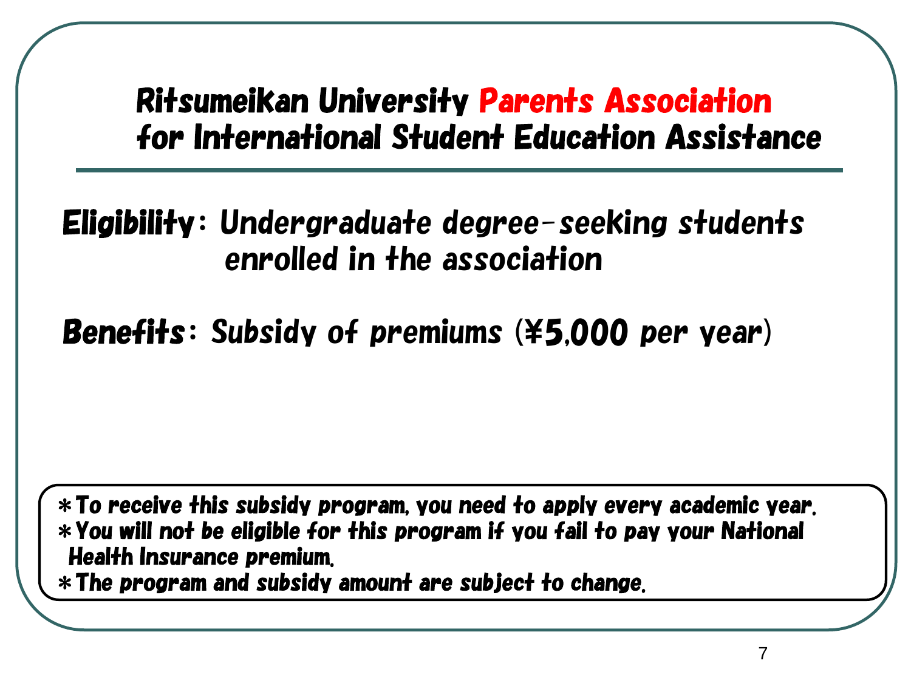# Ritsumeikan University Parents Association for International Student Education Assistance

**Eligibility**: Undergraduate degree-seeking students enrolled in the association

**Benefits**: Subsidy of premiums (¥5,000 per year)

＊To receive this subsidy program, you need to apply every academic year.
＊You will not be eligible for this program if you fail to pay your National Health Insurance premium.
＊The program and subsidy amount are subject to change.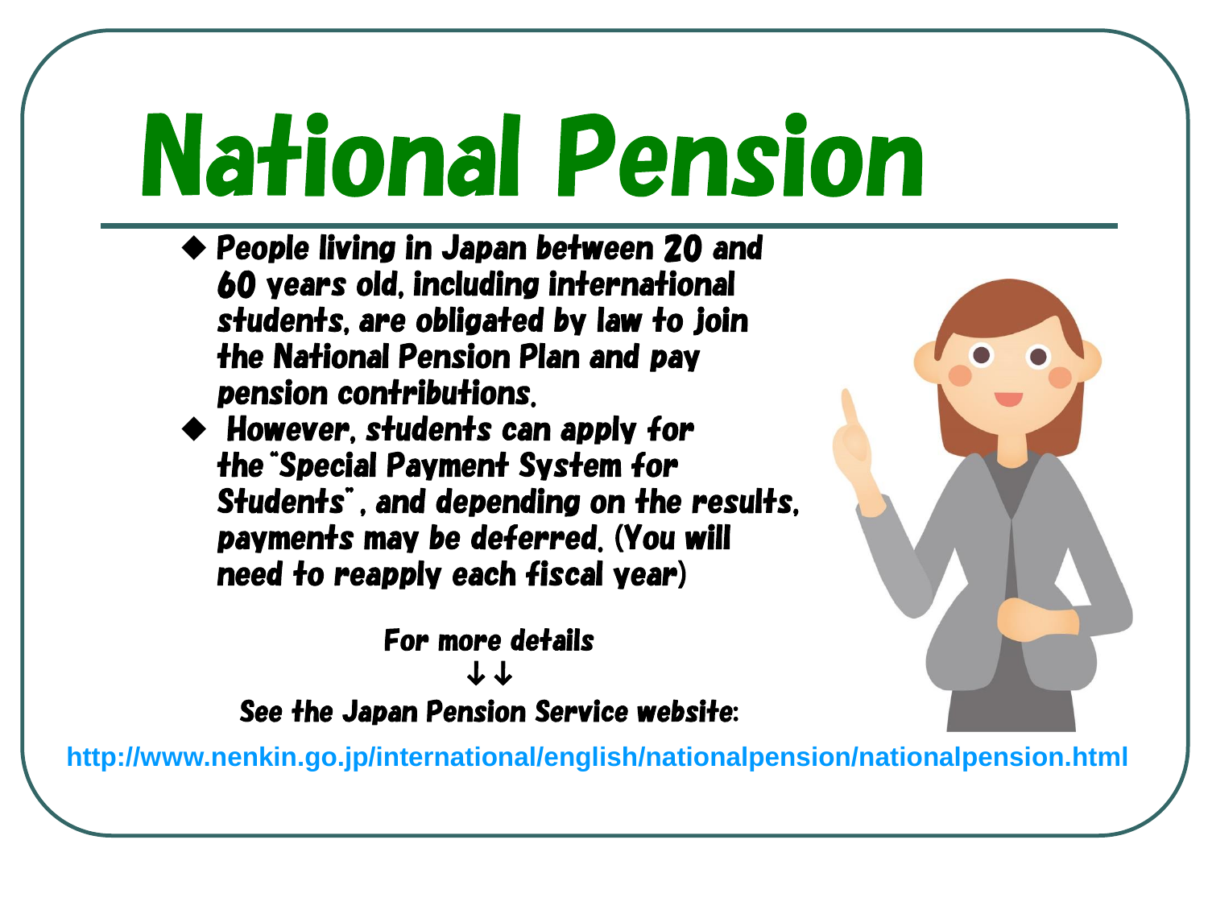# National Pension

- People living in Japan between 20 and 60 years old, including international students, are obligated by law to join the National Pension Plan and pay pension contributions.
- However, students can apply for the "Special Payment System for Students", and depending on the results, payments may be deferred. (You will need to reapply each fiscal year)

For more details

↓↓

See the Japan Pension Service website:

http://www.nenkin.go.jp/international/english/nationalpension/nationalpension.html